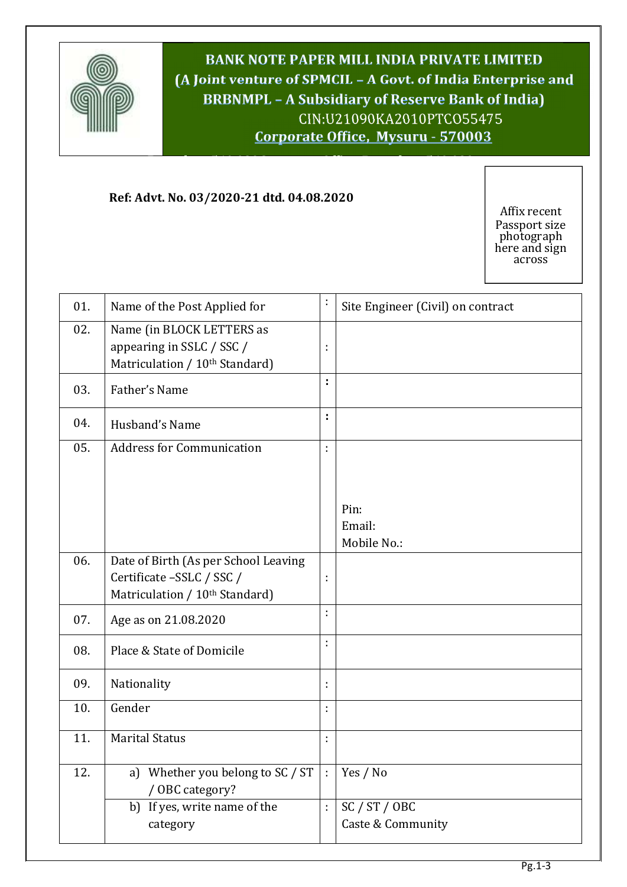**BANK NOTE PAPER MILL INDIA PRIVATE LIMITED**
**(A Joint venture of SPMCIL – A Govt. of India Enterprise and BRBNMPL – A Subsidiary of Reserve Bank of India)**
CIN:U21090KA2010PTCO55475
**Corporate Office, Mysuru - 570003**

**Ref: Advt. No. 03/2020-21 dtd. 04.08.2020**

Affix recent Passport size photograph here and sign across

| | | | |
|---|---|---|---|
| 01. | Name of the Post Applied for | : | Site Engineer (Civil) on contract |
| 02. | Name (in BLOCK LETTERS as appearing in SSLC / SSC / Matriculation / 10th Standard) | : | |
| 03. | Father's Name | : | |
| 04. | Husband's Name | : | |
| 05. | Address for Communication | : | Pin:<br>Email:<br>Mobile No.: |
| 06. | Date of Birth (As per School Leaving Certificate –SSLC / SSC / Matriculation / 10th Standard) | : | |
| 07. | Age as on 21.08.2020 | : | |
| 08. | Place & State of Domicile | : | |
| 09. | Nationality | : | |
| 10. | Gender | : | |
| 11. | Marital Status | : | |
| 12. | a) Whether you belong to SC / ST / OBC category? | : | Yes / No |
| | b) If yes, write name of the category | : | SC / ST / OBC<br>Caste & Community |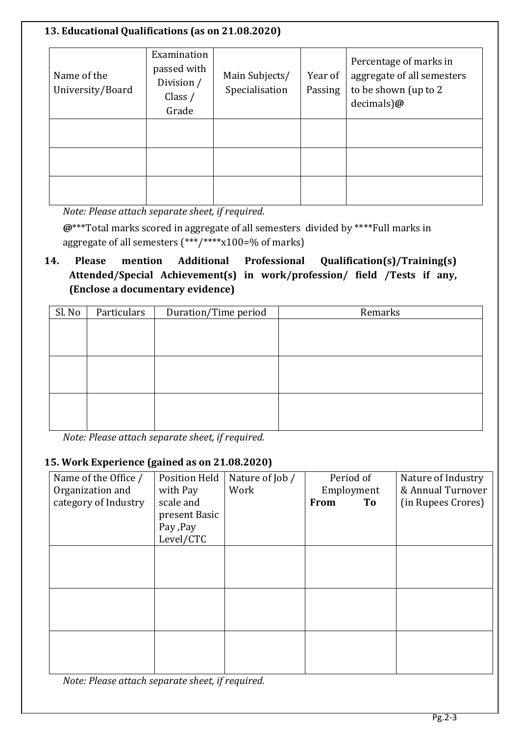**13. Educational Qualifications (as on 21.08.2020)**

| Name of the University/Board | Examination passed with Division / Class / Grade | Main Subjects/ Specialisation | Year of Passing | Percentage of marks in aggregate of all semesters to be shown (up to 2 decimals)**@** |
|---|---|---|---|---|
| | | | | |
| | | | | |
| | | | | |

*Note: Please attach separate sheet, if required.*

**@*****Total marks scored in aggregate of all semesters divided by ****Full marks in aggregate of all semesters (***/****x100=% of marks)

**14. Please mention Additional Professional Qualification(s)/Training(s) Attended/Special Achievement(s) in work/profession/ field /Tests if any, (Enclose a documentary evidence)**

| Sl. No | Particulars | Duration/Time period | Remarks |
|---|---|---|---|
| | | | |
| | | | |
| | | | |

*Note: Please attach separate sheet, if required.*

**15. Work Experience (gained as on 21.08.2020)**

| Name of the Office / Organization and category of Industry | Position Held with Pay scale and present Basic Pay ,Pay Level/CTC | Nature of Job / Work | Period of Employment **From** **To** | Nature of Industry & Annual Turnover (in Rupees Crores) |
|---|---|---|---|---|
| | | | | |
| | | | | |
| | | | | |

*Note: Please attach separate sheet, if required.*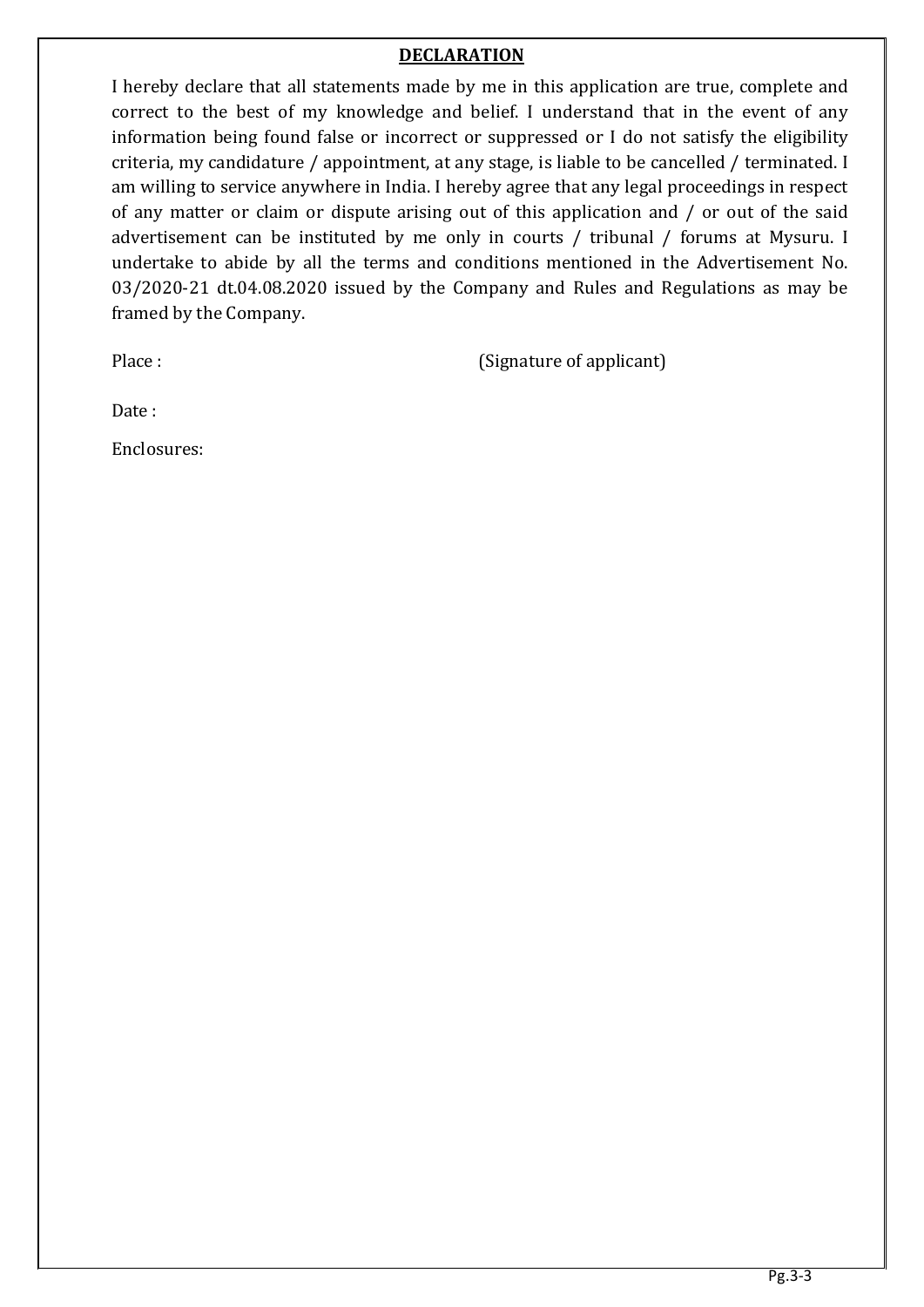## DECLARATION

I hereby declare that all statements made by me in this application are true, complete and correct to the best of my knowledge and belief. I understand that in the event of any information being found false or incorrect or suppressed or I do not satisfy the eligibility criteria, my candidature / appointment, at any stage, is liable to be cancelled / terminated. I am willing to service anywhere in India. I hereby agree that any legal proceedings in respect of any matter or claim or dispute arising out of this application and / or out of the said advertisement can be instituted by me only in courts / tribunal / forums at Mysuru. I undertake to abide by all the terms and conditions mentioned in the Advertisement No. 03/2020-21 dt.04.08.2020 issued by the Company and Rules and Regulations as may be framed by the Company.

Place : (Signature of applicant)

Date :

Enclosures: